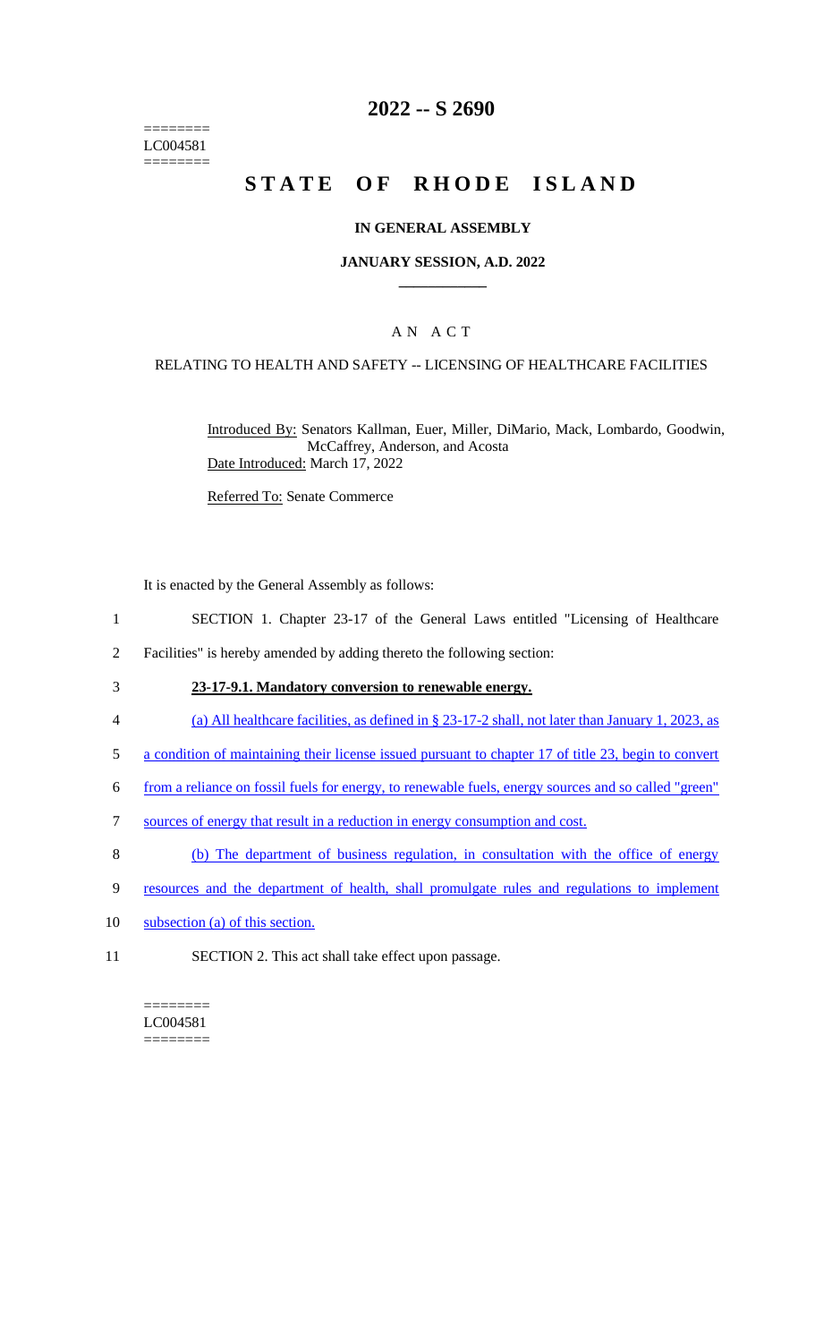========
LC004581
========

# 2022 -- S 2690

# STATE OF RHODE ISLAND

## IN GENERAL ASSEMBLY

### JANUARY SESSION, A.D. 2022

### A N A C T

RELATING TO HEALTH AND SAFETY -- LICENSING OF HEALTHCARE FACILITIES

Introduced By: Senators Kallman, Euer, Miller, DiMario, Mack, Lombardo, Goodwin, McCaffrey, Anderson, and Acosta

Date Introduced: March 17, 2022

Referred To: Senate Commerce

It is enacted by the General Assembly as follows:

1 SECTION 1. Chapter 23-17 of the General Laws entitled "Licensing of Healthcare
2 Facilities" is hereby amended by adding thereto the following section:

3 **23-17-9.1. Mandatory conversion to renewable energy.**

4 (a) All healthcare facilities, as defined in § 23-17-2 shall, not later than January 1, 2023, as
5 a condition of maintaining their license issued pursuant to chapter 17 of title 23, begin to convert
6 from a reliance on fossil fuels for energy, to renewable fuels, energy sources and so called "green"
7 sources of energy that result in a reduction in energy consumption and cost.

8 (b) The department of business regulation, in consultation with the office of energy
9 resources and the department of health, shall promulgate rules and regulations to implement
10 subsection (a) of this section.

11 SECTION 2. This act shall take effect upon passage.

========
LC004581
========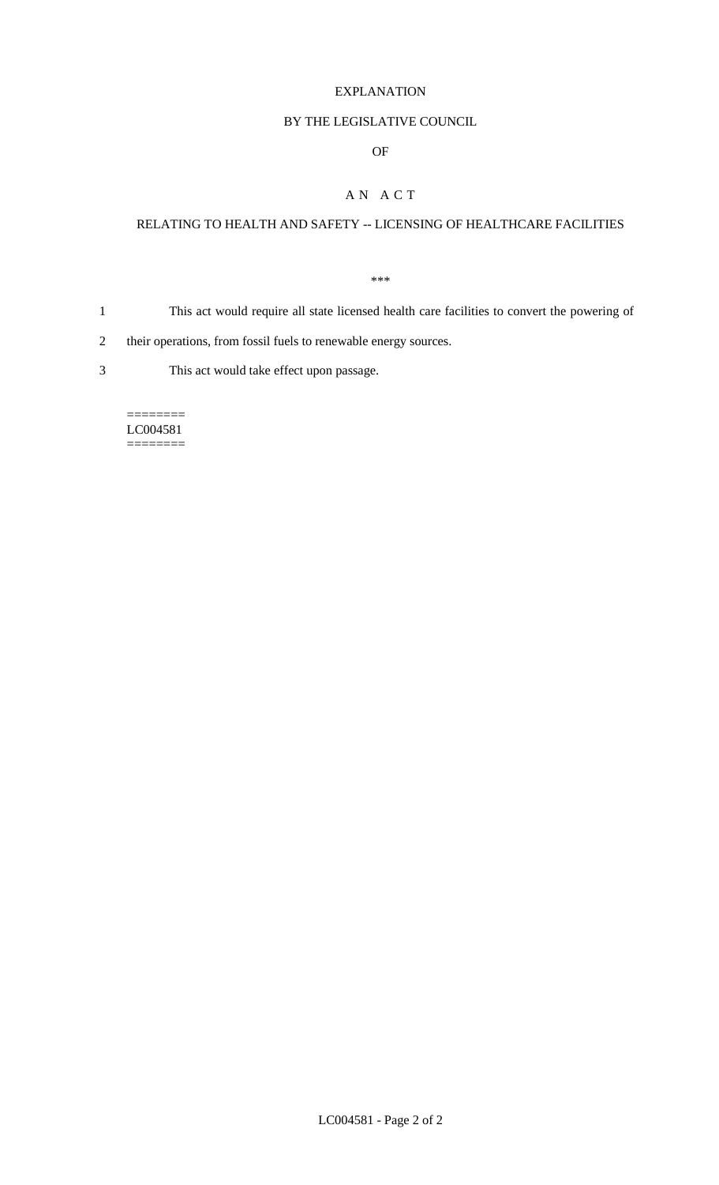EXPLANATION

BY THE LEGISLATIVE COUNCIL

OF

A N  A C T

RELATING TO HEALTH AND SAFETY -- LICENSING OF HEALTHCARE FACILITIES

***

1 This act would require all state licensed health care facilities to convert the powering of

2 their operations, from fossil fuels to renewable energy sources.

3 This act would take effect upon passage.

========
LC004581
========